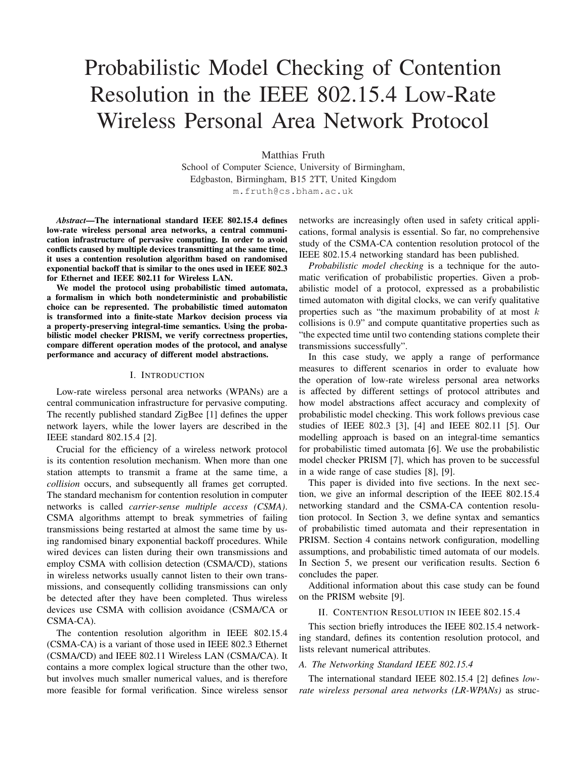# Probabilistic Model Checking of Contention Resolution in the IEEE 802.15.4 Low-Rate Wireless Personal Area Network Protocol

Matthias Fruth
School of Computer Science, University of Birmingham,
Edgbaston, Birmingham, B15 2TT, United Kingdom
m.fruth@cs.bham.ac.uk

***Abstract*—The international standard IEEE 802.15.4 defines low-rate wireless personal area networks, a central communication infrastructure of pervasive computing. In order to avoid conflicts caused by multiple devices transmitting at the same time, it uses a contention resolution algorithm based on randomised exponential backoff that is similar to the ones used in IEEE 802.3 for Ethernet and IEEE 802.11 for Wireless LAN.**

**We model the protocol using probabilistic timed automata, a formalism in which both nondeterministic and probabilistic choice can be represented. The probabilistic timed automaton is transformed into a finite-state Markov decision process via a property-preserving integral-time semantics. Using the probabilistic model checker PRISM, we verify correctness properties, compare different operation modes of the protocol, and analyse performance and accuracy of different model abstractions.**

## I. Introduction

Low-rate wireless personal area networks (WPANs) are a central communication infrastructure for pervasive computing. The recently published standard ZigBee [1] defines the upper network layers, while the lower layers are described in the IEEE standard 802.15.4 [2].

Crucial for the efficiency of a wireless network protocol is its contention resolution mechanism. When more than one station attempts to transmit a frame at the same time, a *collision* occurs, and subsequently all frames get corrupted. The standard mechanism for contention resolution in computer networks is called *carrier-sense multiple access (CSMA)*. CSMA algorithms attempt to break symmetries of failing transmissions being restarted at almost the same time by using randomised binary exponential backoff procedures. While wired devices can listen during their own transmissions and employ CSMA with collision detection (CSMA/CD), stations in wireless networks usually cannot listen to their own transmissions, and consequently colliding transmissions can only be detected after they have been completed. Thus wireless devices use CSMA with collision avoidance (CSMA/CA or CSMA-CA).

The contention resolution algorithm in IEEE 802.15.4 (CSMA-CA) is a variant of those used in IEEE 802.3 Ethernet (CSMA/CD) and IEEE 802.11 Wireless LAN (CSMA/CA). It contains a more complex logical structure than the other two, but involves much smaller numerical values, and is therefore more feasible for formal verification. Since wireless sensor networks are increasingly often used in safety critical applications, formal analysis is essential. So far, no comprehensive study of the CSMA-CA contention resolution protocol of the IEEE 802.15.4 networking standard has been published.

*Probabilistic model checking* is a technique for the automatic verification of probabilistic properties. Given a probabilistic model of a protocol, expressed as a probabilistic timed automaton with digital clocks, we can verify qualitative properties such as "the maximum probability of at most $k$ collisions is $0.9$" and compute quantitative properties such as "the expected time until two contending stations complete their transmissions successfully".

In this case study, we apply a range of performance measures to different scenarios in order to evaluate how the operation of low-rate wireless personal area networks is affected by different settings of protocol attributes and how model abstractions affect accuracy and complexity of probabilistic model checking. This work follows previous case studies of IEEE 802.3 [3], [4] and IEEE 802.11 [5]. Our modelling approach is based on an integral-time semantics for probabilistic timed automata [6]. We use the probabilistic model checker PRISM [7], which has proven to be successful in a wide range of case studies [8], [9].

This paper is divided into five sections. In the next section, we give an informal description of the IEEE 802.15.4 networking standard and the CSMA-CA contention resolution protocol. In Section 3, we define syntax and semantics of probabilistic timed automata and their representation in PRISM. Section 4 contains network configuration, modelling assumptions, and probabilistic timed automata of our models. In Section 5, we present our verification results. Section 6 concludes the paper.

Additional information about this case study can be found on the PRISM website [9].

## II. Contention Resolution in IEEE 802.15.4

This section briefly introduces the IEEE 802.15.4 networking standard, defines its contention resolution protocol, and lists relevant numerical attributes.

### A. The Networking Standard IEEE 802.15.4

The international standard IEEE 802.15.4 [2] defines *low-rate wireless personal area networks (LR-WPANs)* as struc-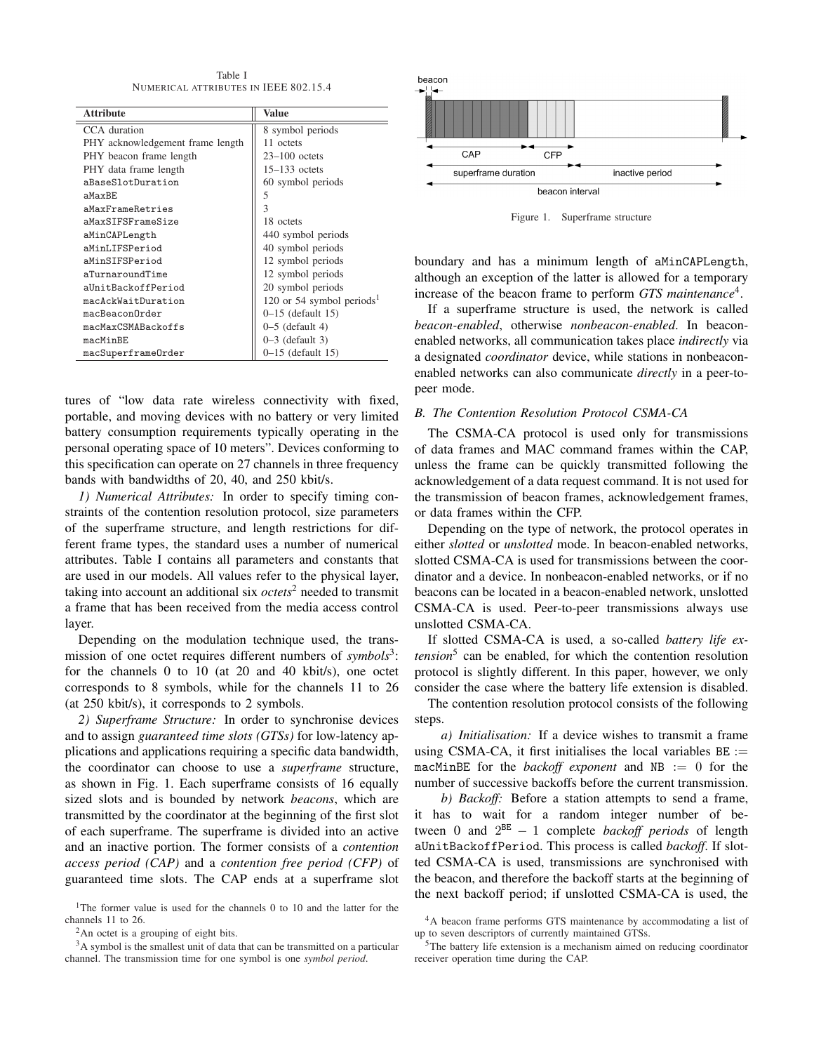Table I
NUMERICAL ATTRIBUTES IN IEEE 802.15.4

| Attribute | Value |
|---|---|
| CCA duration | 8 symbol periods |
| PHY acknowledgement frame length | 11 octets |
| PHY beacon frame length | 23–100 octets |
| PHY data frame length | 15–133 octets |
| aBaseSlotDuration | 60 symbol periods |
| aMaxBE | 5 |
| aMaxFrameRetries | 3 |
| aMaxSIFSFrameSize | 18 octets |
| aMinCAPLength | 440 symbol periods |
| aMinLIFSPeriod | 40 symbol periods |
| aMinSIFSPeriod | 12 symbol periods |
| aTurnaroundTime | 12 symbol periods |
| aUnitBackoffPeriod | 20 symbol periods |
| macAckWaitDuration | 120 or 54 symbol periods[1] |
| macBeaconOrder | 0–15 (default 15) |
| macMaxCSMABackoffs | 0–5 (default 4) |
| macMinBE | 0–3 (default 3) |
| macSuperframeOrder | 0–15 (default 15) |

tures of "low data rate wireless connectivity with fixed, portable, and moving devices with no battery or very limited battery consumption requirements typically operating in the personal operating space of 10 meters". Devices conforming to this specification can operate on 27 channels in three frequency bands with bandwidths of 20, 40, and 250 kbit/s.

*1) Numerical Attributes:* In order to specify timing constraints of the contention resolution protocol, size parameters of the superframe structure, and length restrictions for different frame types, the standard uses a number of numerical attributes. Table I contains all parameters and constants that are used in our models. All values refer to the physical layer, taking into account an additional six *octets*[2] needed to transmit a frame that has been received from the media access control layer.

Depending on the modulation technique used, the transmission of one octet requires different numbers of *symbols*[3]: for the channels 0 to 10 (at 20 and 40 kbit/s), one octet corresponds to 8 symbols, while for the channels 11 to 26 (at 250 kbit/s), it corresponds to 2 symbols.

*2) Superframe Structure:* In order to synchronise devices and to assign *guaranteed time slots (GTSs)* for low-latency applications and applications requiring a specific data bandwidth, the coordinator can choose to use a *superframe* structure, as shown in Fig. 1. Each superframe consists of 16 equally sized slots and is bounded by network *beacons*, which are transmitted by the coordinator at the beginning of the first slot of each superframe. The superframe is divided into an active and an inactive portion. The former consists of a *contention access period (CAP)* and a *contention free period (CFP)* of guaranteed time slots. The CAP ends at a superframe slot boundary and has a minimum length of aMinCAPLength, although an exception of the latter is allowed for a temporary increase of the beacon frame to perform *GTS maintenance*[4].

Figure 1. Superframe structure

If a superframe structure is used, the network is called *beacon-enabled*, otherwise *nonbeacon-enabled*. In beacon-enabled networks, all communication takes place *indirectly* via a designated *coordinator* device, while stations in nonbeacon-enabled networks can also communicate *directly* in a peer-to-peer mode.

### B. The Contention Resolution Protocol CSMA-CA

The CSMA-CA protocol is used only for transmissions of data frames and MAC command frames within the CAP, unless the frame can be quickly transmitted following the acknowledgement of a data request command. It is not used for the transmission of beacon frames, acknowledgement frames, or data frames within the CFP.

Depending on the type of network, the protocol operates in either *slotted* or *unslotted* mode. In beacon-enabled networks, slotted CSMA-CA is used for transmissions between the coordinator and a device. In nonbeacon-enabled networks, or if no beacons can be located in a beacon-enabled network, unslotted CSMA-CA is used. Peer-to-peer transmissions always use unslotted CSMA-CA.

If slotted CSMA-CA is used, a so-called *battery life extension*[5] can be enabled, for which the contention resolution protocol is slightly different. In this paper, however, we only consider the case where the battery life extension is disabled.

The contention resolution protocol consists of the following steps.

*a) Initialisation:* If a device wishes to transmit a frame using CSMA-CA, it first initialises the local variables BE := macMinBE for the *backoff exponent* and NB := 0 for the number of successive backoffs before the current transmission.

*b) Backoff:* Before a station attempts to send a frame, it has to wait for a random integer number of between 0 and $2^{\mathtt{BE}} - 1$ complete *backoff periods* of length aUnitBackoffPeriod. This process is called *backoff*. If slotted CSMA-CA is used, transmissions are synchronised with the beacon, and therefore the backoff starts at the beginning of the next backoff period; if unslotted CSMA-CA is used, the

[1] The former value is used for the channels 0 to 10 and the latter for the channels 11 to 26.

[2] An octet is a grouping of eight bits.

[3] A symbol is the smallest unit of data that can be transmitted on a particular channel. The transmission time for one symbol is one *symbol period*.

[4] A beacon frame performs GTS maintenance by accommodating a list of up to seven descriptors of currently maintained GTSs.

[5] The battery life extension is a mechanism aimed on reducing coordinator receiver operation time during the CAP.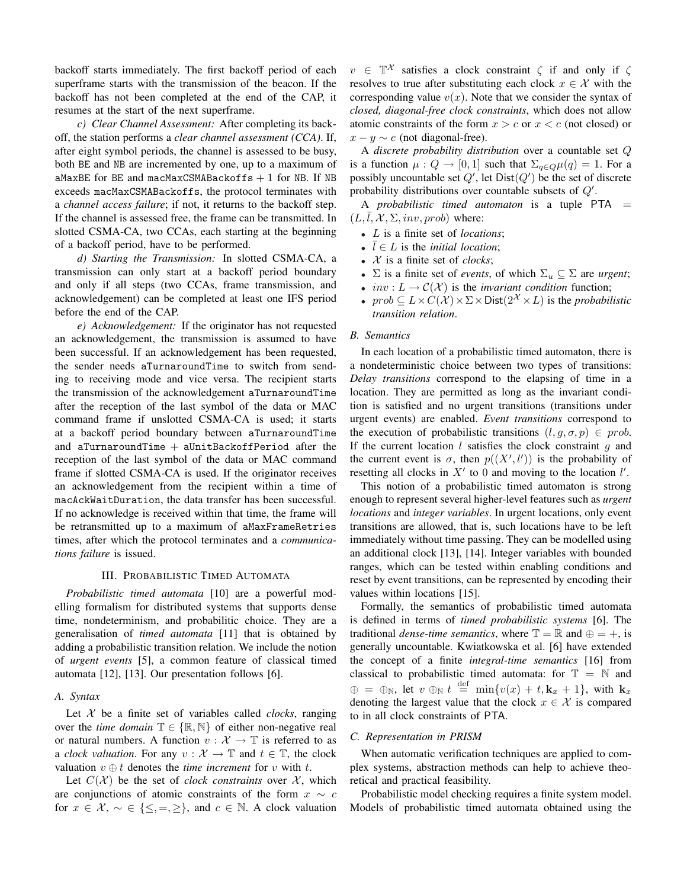backoff starts immediately. The first backoff period of each superframe starts with the transmission of the beacon. If the backoff has not been completed at the end of the CAP, it resumes at the start of the next superframe.

*c) Clear Channel Assessment:* After completing its backoff, the station performs a *clear channel assessment (CCA)*. If, after eight symbol periods, the channel is assessed to be busy, both BE and NB are incremented by one, up to a maximum of aMaxBE for BE and macMaxCSMABackoffs + 1 for NB. If NB exceeds macMaxCSMABackoffs, the protocol terminates with a *channel access failure*; if not, it returns to the backoff step. If the channel is assessed free, the frame can be transmitted. In slotted CSMA-CA, two CCAs, each starting at the beginning of a backoff period, have to be performed.

*d) Starting the Transmission:* In slotted CSMA-CA, a transmission can only start at a backoff period boundary and only if all steps (two CCAs, frame transmission, and acknowledgement) can be completed at least one IFS period before the end of the CAP.

*e) Acknowledgement:* If the originator has not requested an acknowledgement, the transmission is assumed to have been successful. If an acknowledgement has been requested, the sender needs aTurnaroundTime to switch from sending to receiving mode and vice versa. The recipient starts the transmission of the acknowledgement aTurnaroundTime after the reception of the last symbol of the data or MAC command frame if unslotted CSMA-CA is used; it starts at a backoff period boundary between aTurnaroundTime and aTurnaroundTime + aUnitBackoffPeriod after the reception of the last symbol of the data or MAC command frame if slotted CSMA-CA is used. If the originator receives an acknowledgement from the recipient within a time of macAckWaitDuration, the data transfer has been successful. If no acknowledge is received within that time, the frame will be retransmitted up to a maximum of aMaxFrameRetries times, after which the protocol terminates and a *communications failure* is issued.

## III. Probabilistic Timed Automata

*Probabilistic timed automata* [10] are a powerful modelling formalism for distributed systems that supports dense time, nondeterminism, and probabilitic choice. They are a generalisation of *timed automata* [11] that is obtained by adding a probabilistic transition relation. We include the notion of *urgent events* [5], a common feature of classical timed automata [12], [13]. Our presentation follows [6].

### A. Syntax

Let $\mathcal{X}$ be a finite set of variables called *clocks*, ranging over the *time domain* $\mathbb{T} \in \{\mathbb{R}, \mathbb{N}\}$ of either non-negative real or natural numbers. A function $v : \mathcal{X} \to \mathbb{T}$ is referred to as a *clock valuation*. For any $v : \mathcal{X} \to \mathbb{T}$ and $t \in \mathbb{T}$, the clock valuation $v \oplus t$ denotes the *time increment* for $v$ with $t$.

Let $C(\mathcal{X})$ be the set of *clock constraints* over $\mathcal{X}$, which are conjunctions of atomic constraints of the form $x \sim c$ for $x \in \mathcal{X}$, $\sim \in \{\leq, =, \geq\}$, and $c \in \mathbb{N}$. A clock valuation $v \in \mathbb{T}^{\mathcal{X}}$ satisfies a clock constraint $\zeta$ if and only if $\zeta$ resolves to true after substituting each clock $x \in \mathcal{X}$ with the corresponding value $v(x)$. Note that we consider the syntax of *closed, diagonal-free clock constraints*, which does not allow atomic constraints of the form $x > c$ or $x < c$ (not closed) or $x - y \sim c$ (not diagonal-free).

A *discrete probability distribution* over a countable set $Q$ is a function $\mu : Q \to [0, 1]$ such that $\Sigma_{q \in Q} \mu(q) = 1$. For a possibly uncountable set $Q'$, let $\mathsf{Dist}(Q')$ be the set of discrete probability distributions over countable subsets of $Q'$.

A *probabilistic timed automaton* is a tuple $\mathsf{PTA} = (L, \bar{l}, \mathcal{X}, \Sigma, inv, prob)$ where:

- $L$ is a finite set of *locations*;
- $\bar{l} \in L$ is the *initial location*;
- $\mathcal{X}$ is a finite set of *clocks*;
- $\Sigma$ is a finite set of *events*, of which $\Sigma_u \subseteq \Sigma$ are *urgent*;
- $inv : L \to \mathcal{C}(\mathcal{X})$ is the *invariant condition* function;
- $prob \subseteq L \times C(\mathcal{X}) \times \Sigma \times \mathsf{Dist}(2^{\mathcal{X}} \times L)$ is the *probabilistic transition relation*.

### B. Semantics

In each location of a probabilistic timed automaton, there is a nondeterministic choice between two types of transitions: *Delay transitions* correspond to the elapsing of time in a location. They are permitted as long as the invariant condition is satisfied and no urgent transitions (transitions under urgent events) are enabled. *Event transitions* correspond to the execution of probabilistic transitions $(l, g, \sigma, p) \in prob$. If the current location $l$ satisfies the clock constraint $g$ and the current event is $\sigma$, then $p((X', l'))$ is the probability of resetting all clocks in $X'$ to 0 and moving to the location $l'$.

This notion of a probabilistic timed automaton is strong enough to represent several higher-level features such as *urgent locations* and *integer variables*. In urgent locations, only event transitions are allowed, that is, such locations have to be left immediately without time passing. They can be modelled using an additional clock [13], [14]. Integer variables with bounded ranges, which can be tested within enabling conditions and reset by event transitions, can be represented by encoding their values within locations [15].

Formally, the semantics of probabilistic timed automata is defined in terms of *timed probabilistic systems* [6]. The traditional *dense-time semantics*, where $\mathbb{T} = \mathbb{R}$ and $\oplus = +$, is generally uncountable. Kwiatkowska et al. [6] have extended the concept of a finite *integral-time semantics* [16] from classical to probabilistic timed automata: for $\mathbb{T} = \mathbb{N}$ and $\oplus = \oplus_{\mathbb{N}}$, let $v \oplus_{\mathbb{N}} t \stackrel{\text{def}}{=} \min\{v(x) + t, \mathbf{k}_x + 1\}$, with $\mathbf{k}_x$ denoting the largest value that the clock $x \in \mathcal{X}$ is compared to in all clock constraints of $\mathsf{PTA}$.

### C. Representation in PRISM

When automatic verification techniques are applied to complex systems, abstraction methods can help to achieve theoretical and practical feasibility.

Probabilistic model checking requires a finite system model. Models of probabilistic timed automata obtained using the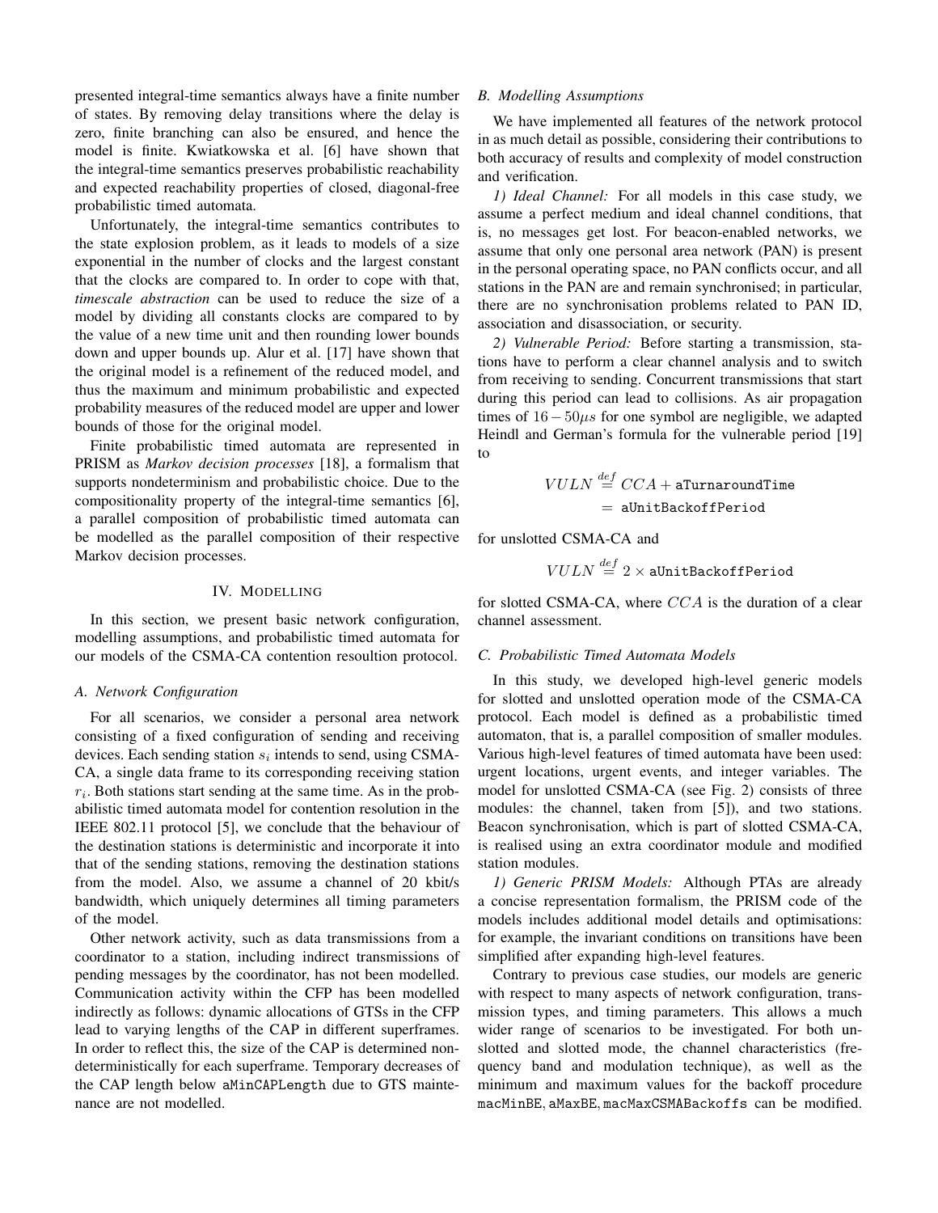presented integral-time semantics always have a finite number of states. By removing delay transitions where the delay is zero, finite branching can also be ensured, and hence the model is finite. Kwiatkowska et al. [6] have shown that the integral-time semantics preserves probabilistic reachability and expected reachability properties of closed, diagonal-free probabilistic timed automata.

Unfortunately, the integral-time semantics contributes to the state explosion problem, as it leads to models of a size exponential in the number of clocks and the largest constant that the clocks are compared to. In order to cope with that, *timescale abstraction* can be used to reduce the size of a model by dividing all constants clocks are compared to by the value of a new time unit and then rounding lower bounds down and upper bounds up. Alur et al. [17] have shown that the original model is a refinement of the reduced model, and thus the maximum and minimum probabilistic and expected probability measures of the reduced model are upper and lower bounds of those for the original model.

Finite probabilistic timed automata are represented in PRISM as *Markov decision processes* [18], a formalism that supports nondeterminism and probabilistic choice. Due to the compositionality property of the integral-time semantics [6], a parallel composition of probabilistic timed automata can be modelled as the parallel composition of their respective Markov decision processes.

## IV. Modelling

In this section, we present basic network configuration, modelling assumptions, and probabilistic timed automata for our models of the CSMA-CA contention resoultion protocol.

### A. Network Configuration

For all scenarios, we consider a personal area network consisting of a fixed configuration of sending and receiving devices. Each sending station $s_i$ intends to send, using CSMA-CA, a single data frame to its corresponding receiving station $r_i$. Both stations start sending at the same time. As in the probabilistic timed automata model for contention resolution in the IEEE 802.11 protocol [5], we conclude that the behaviour of the destination stations is deterministic and incorporate it into that of the sending stations, removing the destination stations from the model. Also, we assume a channel of 20 kbit/s bandwidth, which uniquely determines all timing parameters of the model.

Other network activity, such as data transmissions from a coordinator to a station, including indirect transmissions of pending messages by the coordinator, has not been modelled. Communication activity within the CFP has been modelled indirectly as follows: dynamic allocations of GTSs in the CFP lead to varying lengths of the CAP in different superframes. In order to reflect this, the size of the CAP is determined non-deterministically for each superframe. Temporary decreases of the CAP length below `aMinCAPLength` due to GTS maintenance are not modelled.

### B. Modelling Assumptions

We have implemented all features of the network protocol in as much detail as possible, considering their contributions to both accuracy of results and complexity of model construction and verification.

*1) Ideal Channel:* For all models in this case study, we assume a perfect medium and ideal channel conditions, that is, no messages get lost. For beacon-enabled networks, we assume that only one personal area network (PAN) is present in the personal operating space, no PAN conflicts occur, and all stations in the PAN are and remain synchronised; in particular, there are no synchronisation problems related to PAN ID, association and disassociation, or security.

*2) Vulnerable Period:* Before starting a transmission, stations have to perform a clear channel analysis and to switch from receiving to sending. Concurrent transmissions that start during this period can lead to collisions. As air propagation times of $16-50\mu s$ for one symbol are negligible, we adapted Heindl and German's formula for the vulnerable period [19] to

$$\begin{aligned} VULN &\overset{def}{=} CCA + \texttt{aTurnaroundTime} \\ &= \texttt{aUnitBackoffPeriod} \end{aligned}$$

for unslotted CSMA-CA and

$$VULN \overset{def}{=} 2 \times \texttt{aUnitBackoffPeriod}$$

for slotted CSMA-CA, where $CCA$ is the duration of a clear channel assessment.

### C. Probabilistic Timed Automata Models

In this study, we developed high-level generic models for slotted and unslotted operation mode of the CSMA-CA protocol. Each model is defined as a probabilistic timed automaton, that is, a parallel composition of smaller modules. Various high-level features of timed automata have been used: urgent locations, urgent events, and integer variables. The model for unslotted CSMA-CA (see Fig. 2) consists of three modules: the channel, taken from [5]), and two stations. Beacon synchronisation, which is part of slotted CSMA-CA, is realised using an extra coordinator module and modified station modules.

*1) Generic PRISM Models:* Although PTAs are already a concise representation formalism, the PRISM code of the models includes additional model details and optimisations: for example, the invariant conditions on transitions have been simplified after expanding high-level features.

Contrary to previous case studies, our models are generic with respect to many aspects of network configuration, transmission types, and timing parameters. This allows a much wider range of scenarios to be investigated. For both unslotted and slotted mode, the channel characteristics (frequency band and modulation technique), as well as the minimum and maximum values for the backoff procedure `macMinBE`, `aMaxBE`, `macMaxCSMABackoffs` can be modified.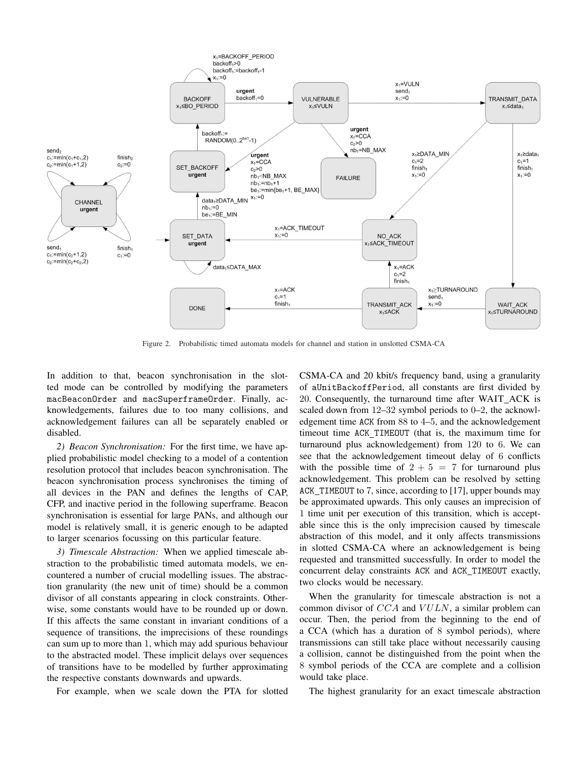Figure 2. Probabilistic timed automata models for channel and station in unslotted CSMA-CA

In addition to that, beacon synchronisation in the slotted mode can be controlled by modifying the parameters macBeaconOrder and macSuperframeOrder. Finally, acknowledgements, failures due to too many collisions, and acknowledgement failures can all be separately enabled or disabled.

*2) Beacon Synchronisation:* For the first time, we have applied probabilistic model checking to a model of a contention resolution protocol that includes beacon synchronisation. The beacon synchronisation process synchronises the timing of all devices in the PAN and defines the lengths of CAP, CFP, and inactive period in the following superframe. Beacon synchronisation is essential for large PANs, and although our model is relatively small, it is generic enough to be adapted to larger scenarios focussing on this particular feature.

*3) Timescale Abstraction:* When we applied timescale abstraction to the probabilistic timed automata models, we encountered a number of crucial modelling issues. The abstraction granularity (the new unit of time) should be a common divisor of all constants appearing in clock constraints. Otherwise, some constants would have to be rounded up or down. If this affects the same constant in invariant conditions of a sequence of transitions, the imprecisions of these roundings can sum up to more than 1, which may add spurious behaviour to the abstracted model. These implicit delays over sequences of transitions have to be modelled by further approximating the respective constants downwards and upwards.

For example, when we scale down the PTA for slotted CSMA-CA and 20 kbit/s frequency band, using a granularity of aUnitBackoffPeriod, all constants are first divided by 20. Consequently, the turnaround time after WAIT_ACK is scaled down from 12–32 symbol periods to 0–2, the acknowledgement time ACK from 88 to 4–5, and the acknowledgement timeout time ACK_TIMEOUT (that is, the maximum time for turnaround plus acknowledgement) from 120 to 6. We can see that the acknowledgement timeout delay of 6 conflicts with the possible time of $2 + 5 = 7$ for turnaround plus acknowledgement. This problem can be resolved by setting ACK_TIMEOUT to 7, since, according to [17], upper bounds may be approximated upwards. This only causes an imprecision of 1 time unit per execution of this transition, which is acceptable since this is the only imprecision caused by timescale abstraction of this model, and it only affects transmissions in slotted CSMA-CA where an acknowledgement is being requested and transmitted successfully. In order to model the concurrent delay constraints ACK and ACK_TIMEOUT exactly, two clocks would be necessary.

When the granularity for timescale abstraction is not a common divisor of $CCA$ and $VULN$, a similar problem can occur. Then, the period from the beginning to the end of a CCA (which has a duration of 8 symbol periods), where transmissions can still take place without necessarily causing a collision, cannot be distinguished from the point when the 8 symbol periods of the CCA are complete and a collision would take place.

The highest granularity for an exact timescale abstraction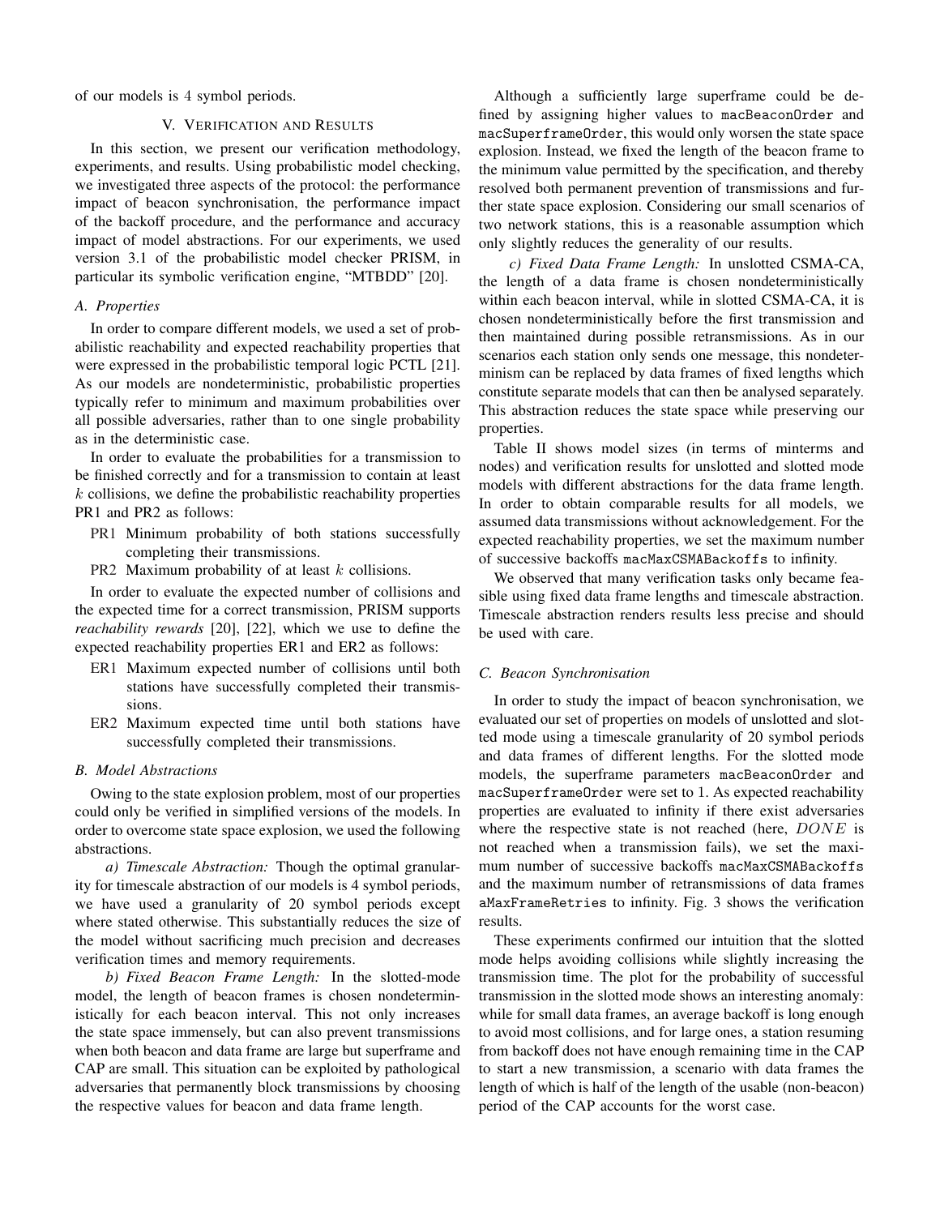of our models is 4 symbol periods.

## V. Verification and Results

In this section, we present our verification methodology, experiments, and results. Using probabilistic model checking, we investigated three aspects of the protocol: the performance impact of beacon synchronisation, the performance impact of the backoff procedure, and the performance and accuracy impact of model abstractions. For our experiments, we used version 3.1 of the probabilistic model checker PRISM, in particular its symbolic verification engine, "MTBDD" [20].

### A. Properties

In order to compare different models, we used a set of probabilistic reachability and expected reachability properties that were expressed in the probabilistic temporal logic PCTL [21]. As our models are nondeterministic, probabilistic properties typically refer to minimum and maximum probabilities over all possible adversaries, rather than to one single probability as in the deterministic case.

In order to evaluate the probabilities for a transmission to be finished correctly and for a transmission to contain at least $k$ collisions, we define the probabilistic reachability properties PR1 and PR2 as follows:

- PR1 Minimum probability of both stations successfully completing their transmissions.
- PR2 Maximum probability of at least $k$ collisions.

In order to evaluate the expected number of collisions and the expected time for a correct transmission, PRISM supports *reachability rewards* [20], [22], which we use to define the expected reachability properties ER1 and ER2 as follows:

- ER1 Maximum expected number of collisions until both stations have successfully completed their transmissions.
- ER2 Maximum expected time until both stations have successfully completed their transmissions.

### B. Model Abstractions

Owing to the state explosion problem, most of our properties could only be verified in simplified versions of the models. In order to overcome state space explosion, we used the following abstractions.

*a) Timescale Abstraction:* Though the optimal granularity for timescale abstraction of our models is 4 symbol periods, we have used a granularity of 20 symbol periods except where stated otherwise. This substantially reduces the size of the model without sacrificing much precision and decreases verification times and memory requirements.

*b) Fixed Beacon Frame Length:* In the slotted-mode model, the length of beacon frames is chosen nondeterministically for each beacon interval. This not only increases the state space immensely, but can also prevent transmissions when both beacon and data frame are large but superframe and CAP are small. This situation can be exploited by pathological adversaries that permanently block transmissions by choosing the respective values for beacon and data frame length.

Although a sufficiently large superframe could be defined by assigning higher values to macBeaconOrder and macSuperframeOrder, this would only worsen the state space explosion. Instead, we fixed the length of the beacon frame to the minimum value permitted by the specification, and thereby resolved both permanent prevention of transmissions and further state space explosion. Considering our small scenarios of two network stations, this is a reasonable assumption which only slightly reduces the generality of our results.

*c) Fixed Data Frame Length:* In unslotted CSMA-CA, the length of a data frame is chosen nondeterministically within each beacon interval, while in slotted CSMA-CA, it is chosen nondeterministically before the first transmission and then maintained during possible retransmissions. As in our scenarios each station only sends one message, this nondeterminism can be replaced by data frames of fixed lengths which constitute separate models that can then be analysed separately. This abstraction reduces the state space while preserving our properties.

Table II shows model sizes (in terms of minterms and nodes) and verification results for unslotted and slotted mode models with different abstractions for the data frame length. In order to obtain comparable results for all models, we assumed data transmissions without acknowledgement. For the expected reachability properties, we set the maximum number of successive backoffs macMaxCSMABackoffs to infinity.

We observed that many verification tasks only became feasible using fixed data frame lengths and timescale abstraction. Timescale abstraction renders results less precise and should be used with care.

### C. Beacon Synchronisation

In order to study the impact of beacon synchronisation, we evaluated our set of properties on models of unslotted and slotted mode using a timescale granularity of 20 symbol periods and data frames of different lengths. For the slotted mode models, the superframe parameters macBeaconOrder and macSuperframeOrder were set to 1. As expected reachability properties are evaluated to infinity if there exist adversaries where the respective state is not reached (here, $DONE$ is not reached when a transmission fails), we set the maximum number of successive backoffs macMaxCSMABackoffs and the maximum number of retransmissions of data frames aMaxFrameRetries to infinity. Fig. 3 shows the verification results.

These experiments confirmed our intuition that the slotted mode helps avoiding collisions while slightly increasing the transmission time. The plot for the probability of successful transmission in the slotted mode shows an interesting anomaly: while for small data frames, an average backoff is long enough to avoid most collisions, and for large ones, a station resuming from backoff does not have enough remaining time in the CAP to start a new transmission, a scenario with data frames the length of which is half of the length of the usable (non-beacon) period of the CAP accounts for the worst case.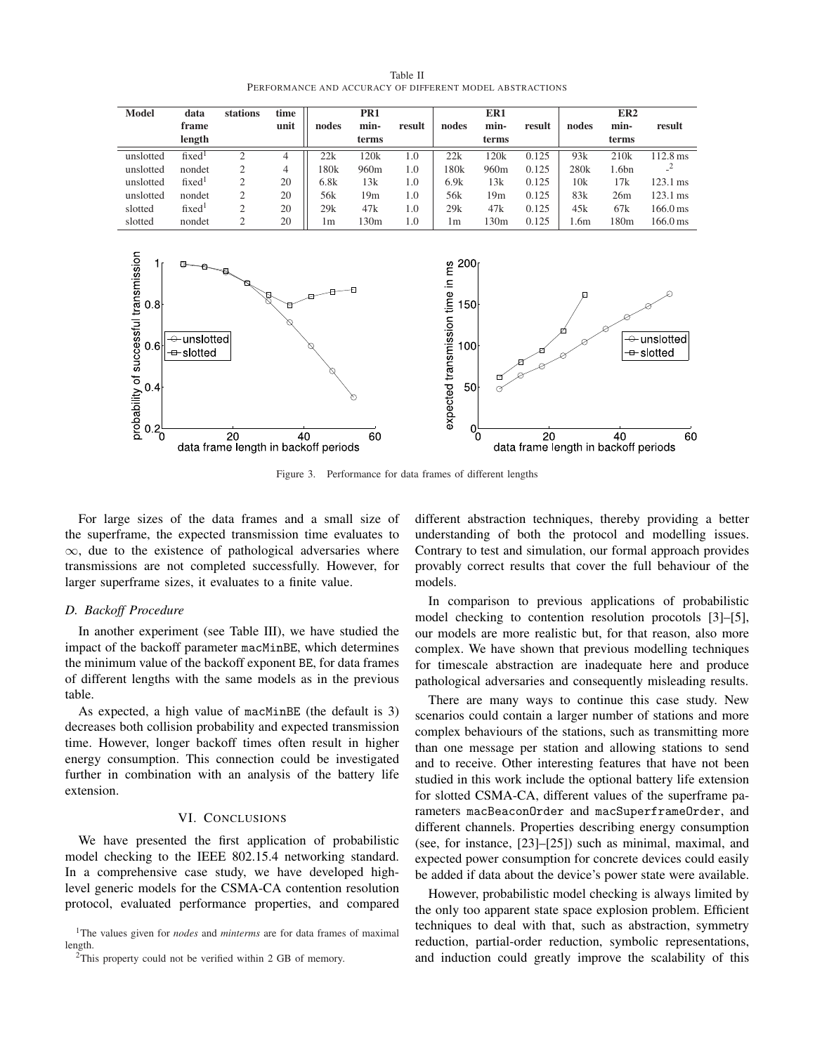Table II
PERFORMANCE AND ACCURACY OF DIFFERENT MODEL ABSTRACTIONS

| Model | data frame length | stations | time unit | PR1 | | | ER1 | | | ER2 | | |
|---|---|---|---|---|---|---|---|---|---|---|---|---|
| | | | | nodes | min-terms | result | nodes | min-terms | result | nodes | min-terms | result |
| unslotted | fixed[1] | 2 | 4 | 22k | 120k | 1.0 | 22k | 120k | 0.125 | 93k | 210k | 112.8 ms |
| unslotted | nondet | 2 | 4 | 180k | 960m | 1.0 | 180k | 960m | 0.125 | 280k | 1.6bn | -[2] |
| unslotted | fixed[1] | 2 | 20 | 6.8k | 13k | 1.0 | 6.9k | 13k | 0.125 | 10k | 17k | 123.1 ms |
| unslotted | nondet | 2 | 20 | 56k | 19m | 1.0 | 56k | 19m | 0.125 | 83k | 26m | 123.1 ms |
| slotted | fixed[1] | 2 | 20 | 29k | 47k | 1.0 | 29k | 47k | 0.125 | 45k | 67k | 166.0 ms |
| slotted | nondet | 2 | 20 | 1m | 130m | 1.0 | 1m | 130m | 0.125 | 1.6m | 180m | 166.0 ms |

Figure 3. Performance for data frames of different lengths

For large sizes of the data frames and a small size of the superframe, the expected transmission time evaluates to $\infty$, due to the existence of pathological adversaries where transmissions are not completed successfully. However, for larger superframe sizes, it evaluates to a finite value.

### D. Backoff Procedure

In another experiment (see Table III), we have studied the impact of the backoff parameter macMinBE, which determines the minimum value of the backoff exponent BE, for data frames of different lengths with the same models as in the previous table.

As expected, a high value of macMinBE (the default is 3) decreases both collision probability and expected transmission time. However, longer backoff times often result in higher energy consumption. This connection could be investigated further in combination with an analysis of the battery life extension.

## VI. CONCLUSIONS

We have presented the first application of probabilistic model checking to the IEEE 802.15.4 networking standard. In a comprehensive case study, we have developed high-level generic models for the CSMA-CA contention resolution protocol, evaluated performance properties, and compared different abstraction techniques, thereby providing a better understanding of both the protocol and modelling issues. Contrary to test and simulation, our formal approach provides provably correct results that cover the full behaviour of the models.

In comparison to previous applications of probabilistic model checking to contention resolution procotols [3]–[5], our models are more realistic but, for that reason, also more complex. We have shown that previous modelling techniques for timescale abstraction are inadequate here and produce pathological adversaries and consequently misleading results.

There are many ways to continue this case study. New scenarios could contain a larger number of stations and more complex behaviours of the stations, such as transmitting more than one message per station and allowing stations to send and to receive. Other interesting features that have not been studied in this work include the optional battery life extension for slotted CSMA-CA, different values of the superframe parameters macBeaconOrder and macSuperframeOrder, and different channels. Properties describing energy consumption (see, for instance, [23]–[25]) such as minimal, maximal, and expected power consumption for concrete devices could easily be added if data about the device's power state were available.

However, probabilistic model checking is always limited by the only too apparent state space explosion problem. Efficient techniques to deal with that, such as abstraction, symmetry reduction, partial-order reduction, symbolic representations, and induction could greatly improve the scalability of this

[1] The values given for *nodes* and *minterms* are for data frames of maximal length.

[2] This property could not be verified within 2 GB of memory.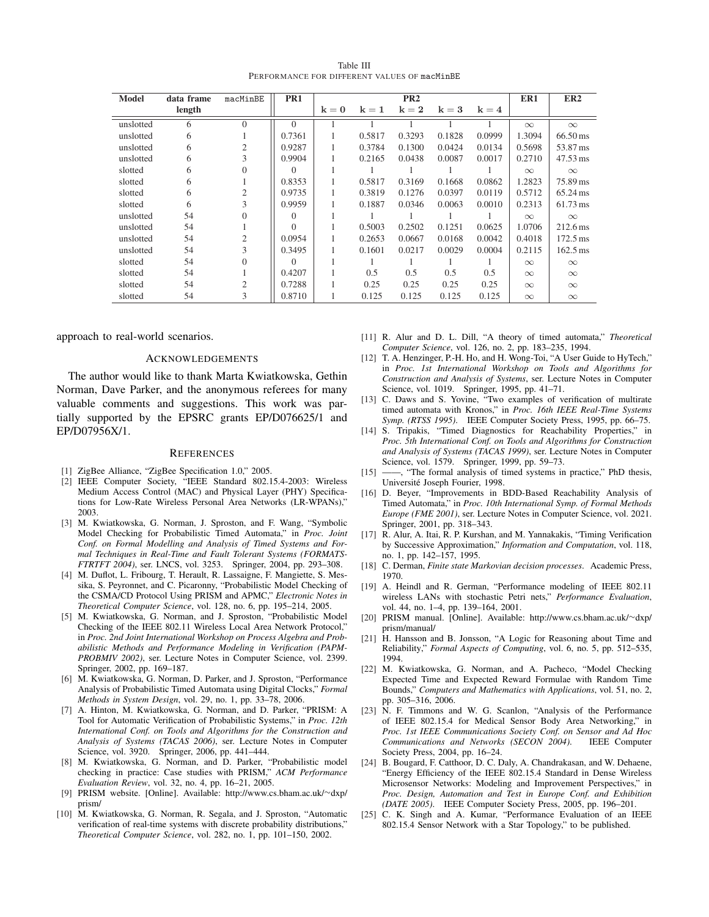Table III
PERFORMANCE FOR DIFFERENT VALUES OF macMinBE

| Model | data frame length | macMinBE | PR1 | PR2 | | | | | ER1 | ER2 |
|---|---|---|---|---|---|---|---|---|---|---|
| | | | | $k = 0$ | $k = 1$ | $k = 2$ | $k = 3$ | $k = 4$ | | |
| unslotted | 6 | 0 | 0 | 1 | 1 | 1 | 1 | 1 | $\infty$ | $\infty$ |
| unslotted | 6 | 1 | 0.7361 | 1 | 0.5817 | 0.3293 | 0.1828 | 0.0999 | 1.3094 | 66.50 ms |
| unslotted | 6 | 2 | 0.9287 | 1 | 0.3784 | 0.1300 | 0.0424 | 0.0134 | 0.5698 | 53.87 ms |
| unslotted | 6 | 3 | 0.9904 | 1 | 0.2165 | 0.0438 | 0.0087 | 0.0017 | 0.2710 | 47.53 ms |
| slotted | 6 | 0 | 0 | 1 | 1 | 1 | 1 | 1 | $\infty$ | $\infty$ |
| slotted | 6 | 1 | 0.8353 | 1 | 0.5817 | 0.3169 | 0.1668 | 0.0862 | 1.2823 | 75.89 ms |
| slotted | 6 | 2 | 0.9735 | 1 | 0.3819 | 0.1276 | 0.0397 | 0.0119 | 0.5712 | 65.24 ms |
| slotted | 6 | 3 | 0.9959 | 1 | 0.1887 | 0.0346 | 0.0063 | 0.0010 | 0.2313 | 61.73 ms |
| unslotted | 54 | 0 | 0 | 1 | 1 | 1 | 1 | 1 | $\infty$ | $\infty$ |
| unslotted | 54 | 1 | 0 | 1 | 0.5003 | 0.2502 | 0.1251 | 0.0625 | 1.0706 | 212.6 ms |
| unslotted | 54 | 2 | 0.0954 | 1 | 0.2653 | 0.0667 | 0.0168 | 0.0042 | 0.4018 | 172.5 ms |
| unslotted | 54 | 3 | 0.3495 | 1 | 0.1601 | 0.0217 | 0.0029 | 0.0004 | 0.2115 | 162.5 ms |
| slotted | 54 | 0 | 0 | 1 | 1 | 1 | 1 | 1 | $\infty$ | $\infty$ |
| slotted | 54 | 1 | 0.4207 | 1 | 0.5 | 0.5 | 0.5 | 0.5 | $\infty$ | $\infty$ |
| slotted | 54 | 2 | 0.7288 | 1 | 0.25 | 0.25 | 0.25 | 0.25 | $\infty$ | $\infty$ |
| slotted | 54 | 3 | 0.8710 | 1 | 0.125 | 0.125 | 0.125 | 0.125 | $\infty$ | $\infty$ |

approach to real-world scenarios.

## ACKNOWLEDGEMENTS

The author would like to thank Marta Kwiatkowska, Gethin Norman, Dave Parker, and the anonymous referees for many valuable comments and suggestions. This work was partially supported by the EPSRC grants EP/D076625/1 and EP/D07956X/1.

## REFERENCES

[1] ZigBee Alliance, "ZigBee Specification 1.0," 2005.

[2] IEEE Computer Society, "IEEE Standard 802.15.4-2003: Wireless Medium Access Control (MAC) and Physical Layer (PHY) Specifications for Low-Rate Wireless Personal Area Networks (LR-WPANs)," 2003.

[3] M. Kwiatkowska, G. Norman, J. Sproston, and F. Wang, "Symbolic Model Checking for Probabilistic Timed Automata," in *Proc. Joint Conf. on Formal Modelling and Analysis of Timed Systems and Formal Techniques in Real-Time and Fault Tolerant Systems (FORMATS-FTRTFT 2004)*, ser. LNCS, vol. 3253. Springer, 2004, pp. 293–308.

[4] M. Duflot, L. Fribourg, T. Herault, R. Lassaigne, F. Mangiette, S. Messika, S. Peyronnet, and C. Picaronny, "Probabilistic Model Checking of the CSMA/CD Protocol Using PRISM and APMC," *Electronic Notes in Theoretical Computer Science*, vol. 128, no. 6, pp. 195–214, 2005.

[5] M. Kwiatkowska, G. Norman, and J. Sproston, "Probabilistic Model Checking of the IEEE 802.11 Wireless Local Area Network Protocol," in *Proc. 2nd Joint International Workshop on Process Algebra and Probabilistic Methods and Performance Modeling in Verification (PAPM-PROBMIV 2002)*, ser. Lecture Notes in Computer Science, vol. 2399. Springer, 2002, pp. 169–187.

[6] M. Kwiatkowska, G. Norman, D. Parker, and J. Sproston, "Performance Analysis of Probabilistic Timed Automata using Digital Clocks," *Formal Methods in System Design*, vol. 29, no. 1, pp. 33–78, 2006.

[7] A. Hinton, M. Kwiatkowska, G. Norman, and D. Parker, "PRISM: A Tool for Automatic Verification of Probabilistic Systems," in *Proc. 12th International Conf. on Tools and Algorithms for the Construction and Analysis of Systems (TACAS 2006)*, ser. Lecture Notes in Computer Science, vol. 3920. Springer, 2006, pp. 441–444.

[8] M. Kwiatkowska, G. Norman, and D. Parker, "Probabilistic model checking in practice: Case studies with PRISM," *ACM Performance Evaluation Review*, vol. 32, no. 4, pp. 16–21, 2005.

[9] PRISM website. [Online]. Available: http://www.cs.bham.ac.uk/~dxp/prism/

[10] M. Kwiatkowska, G. Norman, R. Segala, and J. Sproston, "Automatic verification of real-time systems with discrete probability distributions," *Theoretical Computer Science*, vol. 282, no. 1, pp. 101–150, 2002.

[11] R. Alur and D. L. Dill, "A theory of timed automata," *Theoretical Computer Science*, vol. 126, no. 2, pp. 183–235, 1994.

[12] T. A. Henzinger, P.-H. Ho, and H. Wong-Toi, "A User Guide to HyTech," in *Proc. 1st International Workshop on Tools and Algorithms for Construction and Analysis of Systems*, ser. Lecture Notes in Computer Science, vol. 1019. Springer, 1995, pp. 41–71.

[13] C. Daws and S. Yovine, "Two examples of verification of multirate timed automata with Kronos," in *Proc. 16th IEEE Real-Time Systems Symp. (RTSS 1995)*. IEEE Computer Society Press, 1995, pp. 66–75.

[14] S. Tripakis, "Timed Diagnostics for Reachability Properties," in *Proc. 5th International Conf. on Tools and Algorithms for Construction and Analysis of Systems (TACAS 1999)*, ser. Lecture Notes in Computer Science, vol. 1579. Springer, 1999, pp. 59–73.

[15] ——, "The formal analysis of timed systems in practice," PhD thesis, Université Joseph Fourier, 1998.

[16] D. Beyer, "Improvements in BDD-Based Reachability Analysis of Timed Automata," in *Proc. 10th International Symp. of Formal Methods Europe (FME 2001)*, ser. Lecture Notes in Computer Science, vol. 2021. Springer, 2001, pp. 318–343.

[17] R. Alur, A. Itai, R. P. Kurshan, and M. Yannakakis, "Timing Verification by Successive Approximation," *Information and Computation*, vol. 118, no. 1, pp. 142–157, 1995.

[18] C. Derman, *Finite state Markovian decision processes*. Academic Press, 1970.

[19] A. Heindl and R. German, "Performance modeling of IEEE 802.11 wireless LANs with stochastic Petri nets," *Performance Evaluation*, vol. 44, no. 1–4, pp. 139–164, 2001.

[20] PRISM manual. [Online]. Available: http://www.cs.bham.ac.uk/~dxp/prism/manual/

[21] H. Hansson and B. Jonsson, "A Logic for Reasoning about Time and Reliability," *Formal Aspects of Computing*, vol. 6, no. 5, pp. 512–535, 1994.

[22] M. Kwiatkowska, G. Norman, and A. Pacheco, "Model Checking Expected Time and Expected Reward Formulae with Random Time Bounds," *Computers and Mathematics with Applications*, vol. 51, no. 2, pp. 305–316, 2006.

[23] N. F. Timmons and W. G. Scanlon, "Analysis of the Performance of IEEE 802.15.4 for Medical Sensor Body Area Networking," in *Proc. 1st IEEE Communications Society Conf. on Sensor and Ad Hoc Communications and Networks (SECON 2004)*. IEEE Computer Society Press, 2004, pp. 16–24.

[24] B. Bougard, F. Catthoor, D. C. Daly, A. Chandrakasan, and W. Dehaene, "Energy Efficiency of the IEEE 802.15.4 Standard in Dense Wireless Microsensor Networks: Modeling and Improvement Perspectives," in *Proc. Design, Automation and Test in Europe Conf. and Exhibition (DATE 2005)*. IEEE Computer Society Press, 2005, pp. 196–201.

[25] C. K. Singh and A. Kumar, "Performance Evaluation of an IEEE 802.15.4 Sensor Network with a Star Topology," to be published.